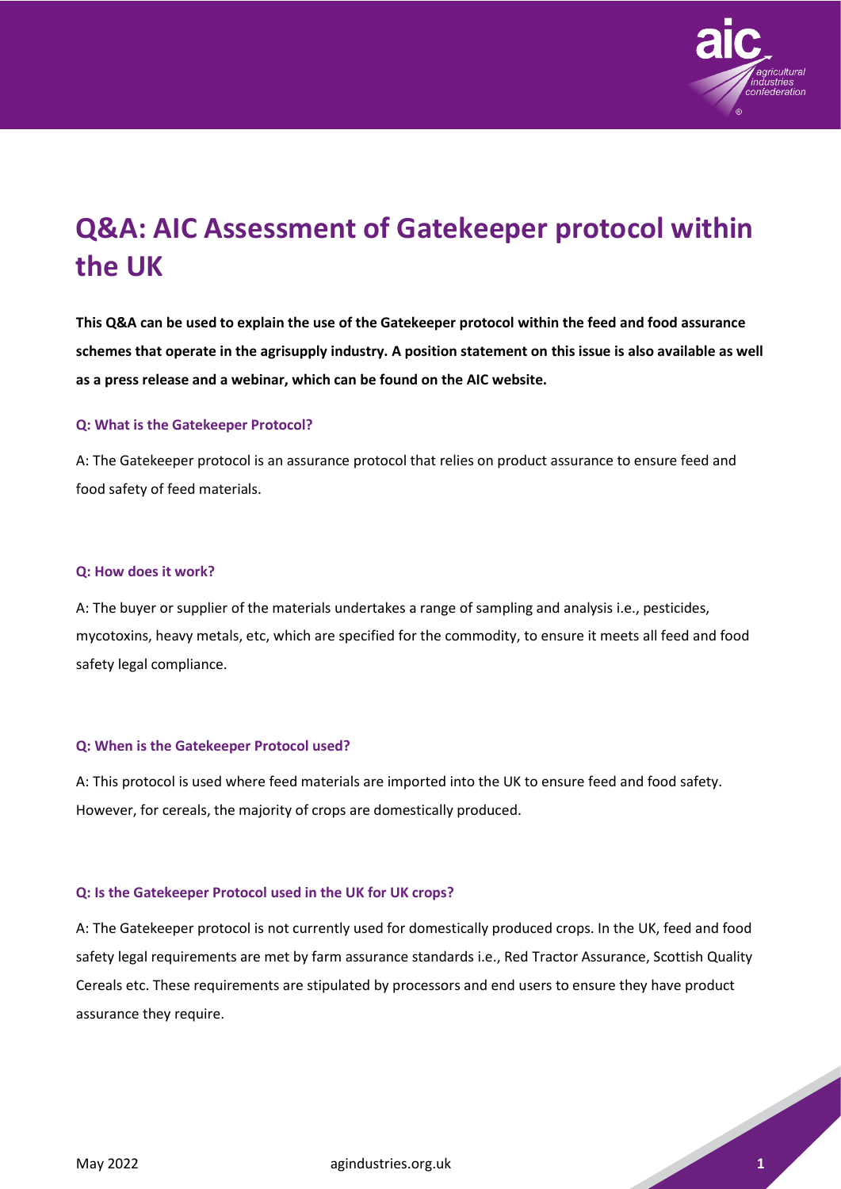# Q&A: AIC Assessment of Gatekeeper protocol within the UK

**This Q&A can be used to explain the use of the Gatekeeper protocol within the feed and food assurance schemes that operate in the agrisupply industry. A position statement on this issue is also available as well as a press release and a webinar, which can be found on the AIC website.**

### Q: What is the Gatekeeper Protocol?

A: The Gatekeeper protocol is an assurance protocol that relies on product assurance to ensure feed and food safety of feed materials.

### Q: How does it work?

A: The buyer or supplier of the materials undertakes a range of sampling and analysis i.e., pesticides, mycotoxins, heavy metals, etc, which are specified for the commodity, to ensure it meets all feed and food safety legal compliance.

### Q: When is the Gatekeeper Protocol used?

A: This protocol is used where feed materials are imported into the UK to ensure feed and food safety. However, for cereals, the majority of crops are domestically produced.

### Q: Is the Gatekeeper Protocol used in the UK for UK crops?

A: The Gatekeeper protocol is not currently used for domestically produced crops. In the UK, feed and food safety legal requirements are met by farm assurance standards i.e., Red Tractor Assurance, Scottish Quality Cereals etc. These requirements are stipulated by processors and end users to ensure they have product assurance they require.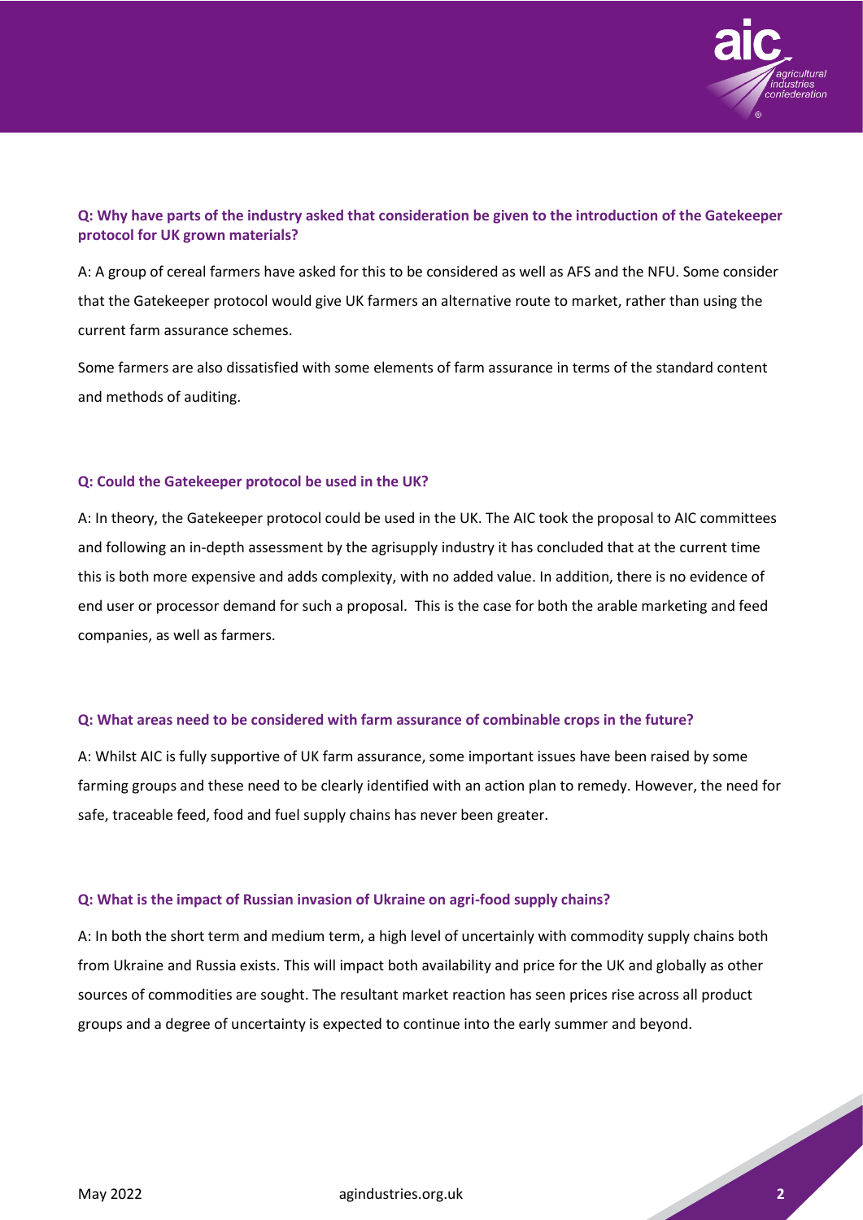**Q: Why have parts of the industry asked that consideration be given to the introduction of the Gatekeeper protocol for UK grown materials?**

A: A group of cereal farmers have asked for this to be considered as well as AFS and the NFU. Some consider that the Gatekeeper protocol would give UK farmers an alternative route to market, rather than using the current farm assurance schemes.

Some farmers are also dissatisfied with some elements of farm assurance in terms of the standard content and methods of auditing.

**Q: Could the Gatekeeper protocol be used in the UK?**

A: In theory, the Gatekeeper protocol could be used in the UK. The AIC took the proposal to AIC committees and following an in-depth assessment by the agrisupply industry it has concluded that at the current time this is both more expensive and adds complexity, with no added value. In addition, there is no evidence of end user or processor demand for such a proposal. This is the case for both the arable marketing and feed companies, as well as farmers.

**Q: What areas need to be considered with farm assurance of combinable crops in the future?**

A: Whilst AIC is fully supportive of UK farm assurance, some important issues have been raised by some farming groups and these need to be clearly identified with an action plan to remedy. However, the need for safe, traceable feed, food and fuel supply chains has never been greater.

**Q: What is the impact of Russian invasion of Ukraine on agri-food supply chains?**

A: In both the short term and medium term, a high level of uncertainly with commodity supply chains both from Ukraine and Russia exists. This will impact both availability and price for the UK and globally as other sources of commodities are sought. The resultant market reaction has seen prices rise across all product groups and a degree of uncertainty is expected to continue into the early summer and beyond.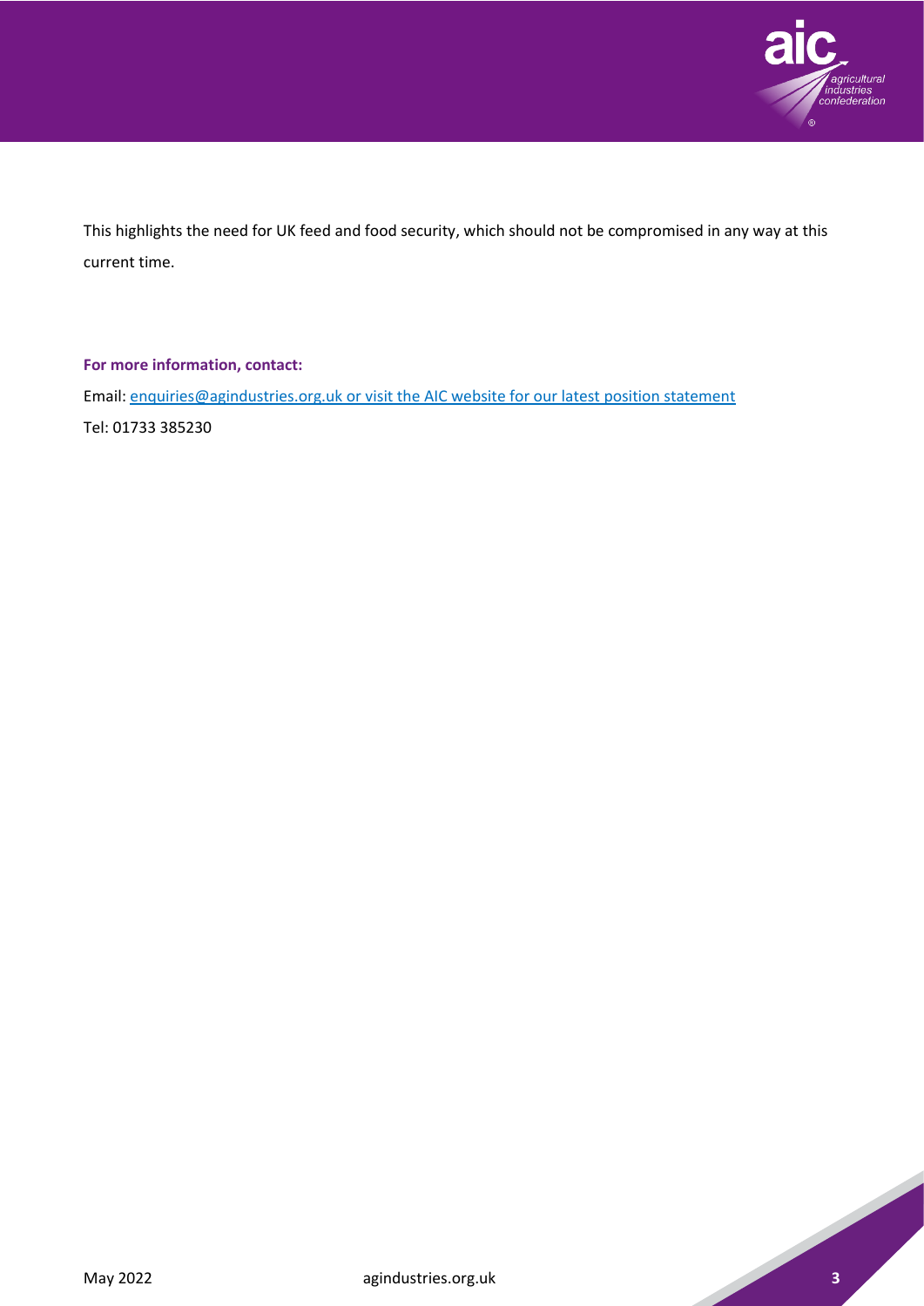This highlights the need for UK feed and food security, which should not be compromised in any way at this current time.

**For more information, contact:**

Email: enquiries@agindustries.org.uk or visit the AIC website for our latest position statement

Tel: 01733 385230